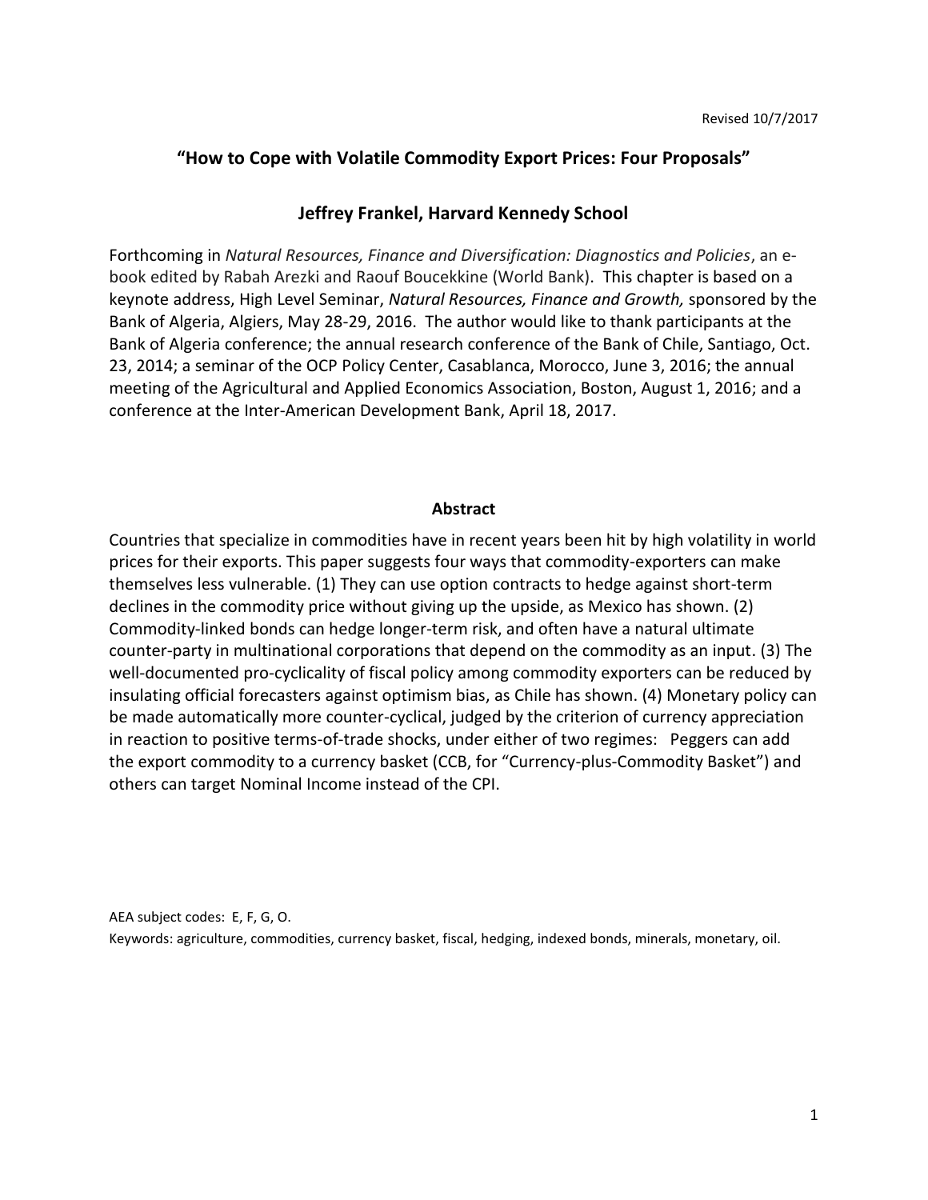Revised 10/7/2017

# "How to Cope with Volatile Commodity Export Prices: Four Proposals"

## Jeffrey Frankel, Harvard Kennedy School

Forthcoming in *Natural Resources, Finance and Diversification: Diagnostics and Policies*, an e-book edited by Rabah Arezki and Raouf Boucekkine (World Bank). This chapter is based on a keynote address, High Level Seminar, *Natural Resources, Finance and Growth,* sponsored by the Bank of Algeria, Algiers, May 28-29, 2016. The author would like to thank participants at the Bank of Algeria conference; the annual research conference of the Bank of Chile, Santiago, Oct. 23, 2014; a seminar of the OCP Policy Center, Casablanca, Morocco, June 3, 2016; the annual meeting of the Agricultural and Applied Economics Association, Boston, August 1, 2016; and a conference at the Inter-American Development Bank, April 18, 2017.

**Abstract**

Countries that specialize in commodities have in recent years been hit by high volatility in world prices for their exports. This paper suggests four ways that commodity-exporters can make themselves less vulnerable. (1) They can use option contracts to hedge against short-term declines in the commodity price without giving up the upside, as Mexico has shown. (2) Commodity-linked bonds can hedge longer-term risk, and often have a natural ultimate counter-party in multinational corporations that depend on the commodity as an input. (3) The well-documented pro-cyclicality of fiscal policy among commodity exporters can be reduced by insulating official forecasters against optimism bias, as Chile has shown. (4) Monetary policy can be made automatically more counter-cyclical, judged by the criterion of currency appreciation in reaction to positive terms-of-trade shocks, under either of two regimes: Peggers can add the export commodity to a currency basket (CCB, for "Currency-plus-Commodity Basket") and others can target Nominal Income instead of the CPI.

AEA subject codes: E, F, G, O.

Keywords: agriculture, commodities, currency basket, fiscal, hedging, indexed bonds, minerals, monetary, oil.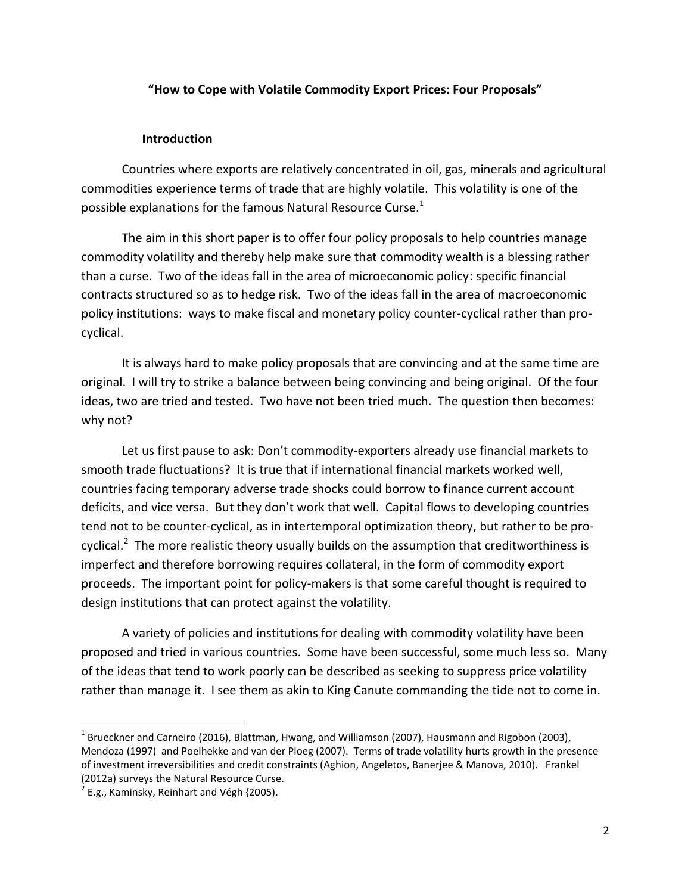# "How to Cope with Volatile Commodity Export Prices: Four Proposals"

## Introduction

Countries where exports are relatively concentrated in oil, gas, minerals and agricultural commodities experience terms of trade that are highly volatile. This volatility is one of the possible explanations for the famous Natural Resource Curse.[1]

The aim in this short paper is to offer four policy proposals to help countries manage commodity volatility and thereby help make sure that commodity wealth is a blessing rather than a curse. Two of the ideas fall in the area of microeconomic policy: specific financial contracts structured so as to hedge risk. Two of the ideas fall in the area of macroeconomic policy institutions: ways to make fiscal and monetary policy counter-cyclical rather than pro-cyclical.

It is always hard to make policy proposals that are convincing and at the same time are original. I will try to strike a balance between being convincing and being original. Of the four ideas, two are tried and tested. Two have not been tried much. The question then becomes: why not?

Let us first pause to ask: Don't commodity-exporters already use financial markets to smooth trade fluctuations? It is true that if international financial markets worked well, countries facing temporary adverse trade shocks could borrow to finance current account deficits, and vice versa. But they don't work that well. Capital flows to developing countries tend not to be counter-cyclical, as in intertemporal optimization theory, but rather to be pro-cyclical.[2] The more realistic theory usually builds on the assumption that creditworthiness is imperfect and therefore borrowing requires collateral, in the form of commodity export proceeds. The important point for policy-makers is that some careful thought is required to design institutions that can protect against the volatility.

A variety of policies and institutions for dealing with commodity volatility have been proposed and tried in various countries. Some have been successful, some much less so. Many of the ideas that tend to work poorly can be described as seeking to suppress price volatility rather than manage it. I see them as akin to King Canute commanding the tide not to come in.

---

[1] Brueckner and Carneiro (2016), Blattman, Hwang, and Williamson (2007), Hausmann and Rigobon (2003), Mendoza (1997) and Poelhekke and van der Ploeg (2007). Terms of trade volatility hurts growth in the presence of investment irreversibilities and credit constraints (Aghion, Angeletos, Banerjee & Manova, 2010). Frankel (2012a) surveys the Natural Resource Curse.

[2] E.g., Kaminsky, Reinhart and Végh {2005).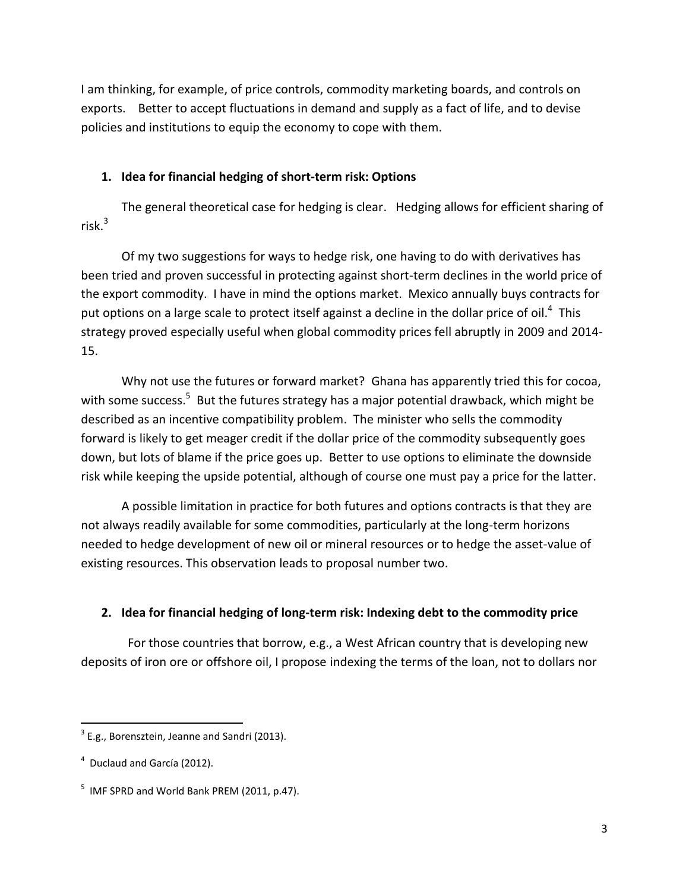I am thinking, for example, of price controls, commodity marketing boards, and controls on exports. Better to accept fluctuations in demand and supply as a fact of life, and to devise policies and institutions to equip the economy to cope with them.

## 1. Idea for financial hedging of short-term risk: Options

The general theoretical case for hedging is clear. Hedging allows for efficient sharing of risk.[3]

Of my two suggestions for ways to hedge risk, one having to do with derivatives has been tried and proven successful in protecting against short-term declines in the world price of the export commodity. I have in mind the options market. Mexico annually buys contracts for put options on a large scale to protect itself against a decline in the dollar price of oil.[4] This strategy proved especially useful when global commodity prices fell abruptly in 2009 and 2014-15.

Why not use the futures or forward market? Ghana has apparently tried this for cocoa, with some success.[5] But the futures strategy has a major potential drawback, which might be described as an incentive compatibility problem. The minister who sells the commodity forward is likely to get meager credit if the dollar price of the commodity subsequently goes down, but lots of blame if the price goes up. Better to use options to eliminate the downside risk while keeping the upside potential, although of course one must pay a price for the latter.

A possible limitation in practice for both futures and options contracts is that they are not always readily available for some commodities, particularly at the long-term horizons needed to hedge development of new oil or mineral resources or to hedge the asset-value of existing resources. This observation leads to proposal number two.

## 2. Idea for financial hedging of long-term risk: Indexing debt to the commodity price

For those countries that borrow, e.g., a West African country that is developing new deposits of iron ore or offshore oil, I propose indexing the terms of the loan, not to dollars nor

---

[3] E.g., Borensztein, Jeanne and Sandri (2013).

[4] Duclaud and García (2012).

[5] IMF SPRD and World Bank PREM (2011, p.47).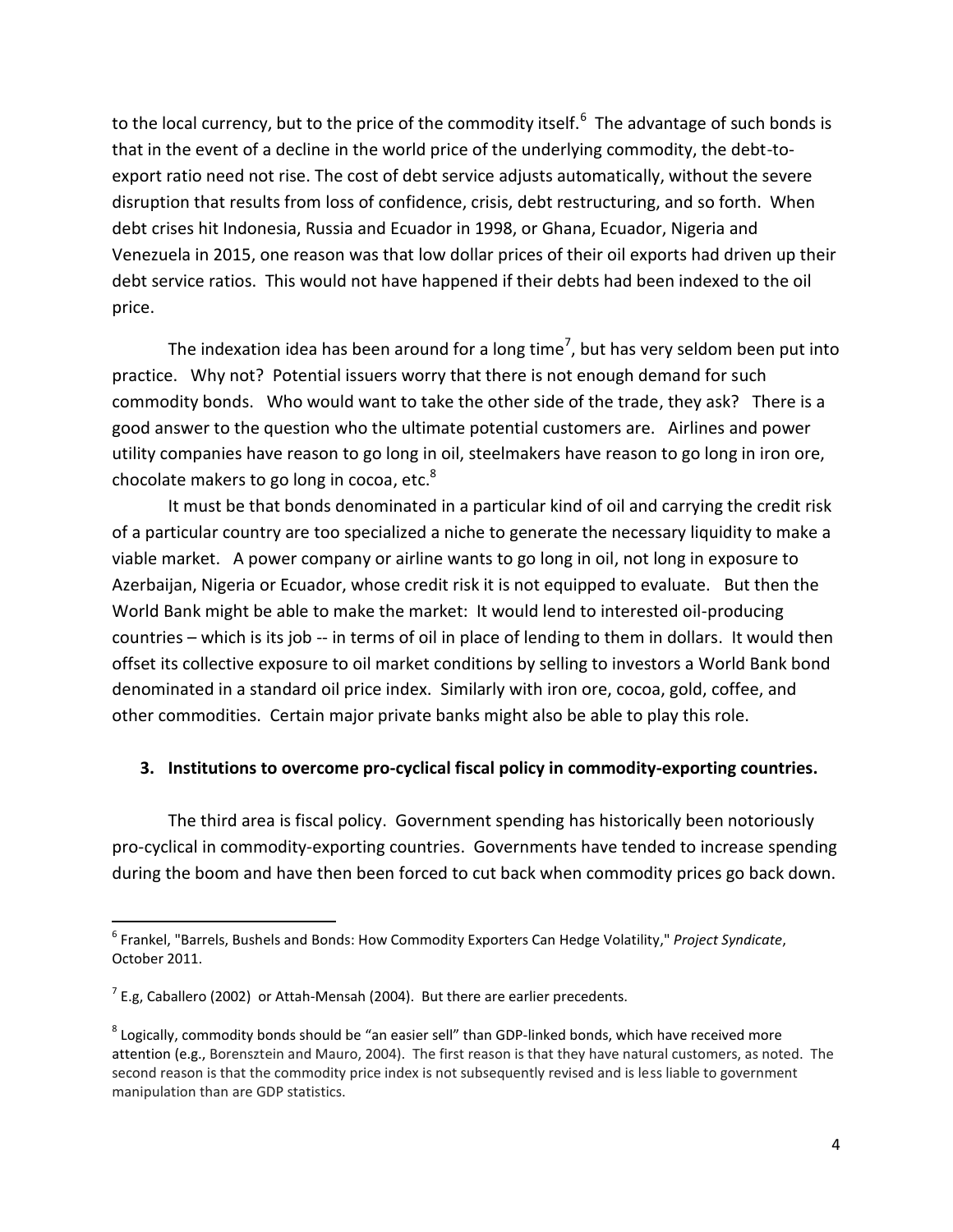to the local currency, but to the price of the commodity itself.[6] The advantage of such bonds is that in the event of a decline in the world price of the underlying commodity, the debt-to-export ratio need not rise. The cost of debt service adjusts automatically, without the severe disruption that results from loss of confidence, crisis, debt restructuring, and so forth. When debt crises hit Indonesia, Russia and Ecuador in 1998, or Ghana, Ecuador, Nigeria and Venezuela in 2015, one reason was that low dollar prices of their oil exports had driven up their debt service ratios. This would not have happened if their debts had been indexed to the oil price.

The indexation idea has been around for a long time[7], but has very seldom been put into practice. Why not? Potential issuers worry that there is not enough demand for such commodity bonds. Who would want to take the other side of the trade, they ask? There is a good answer to the question who the ultimate potential customers are. Airlines and power utility companies have reason to go long in oil, steelmakers have reason to go long in iron ore, chocolate makers to go long in cocoa, etc.[8]

It must be that bonds denominated in a particular kind of oil and carrying the credit risk of a particular country are too specialized a niche to generate the necessary liquidity to make a viable market. A power company or airline wants to go long in oil, not long in exposure to Azerbaijan, Nigeria or Ecuador, whose credit risk it is not equipped to evaluate. But then the World Bank might be able to make the market: It would lend to interested oil-producing countries – which is its job -- in terms of oil in place of lending to them in dollars. It would then offset its collective exposure to oil market conditions by selling to investors a World Bank bond denominated in a standard oil price index. Similarly with iron ore, cocoa, gold, coffee, and other commodities. Certain major private banks might also be able to play this role.

## 3. Institutions to overcome pro-cyclical fiscal policy in commodity-exporting countries.

The third area is fiscal policy. Government spending has historically been notoriously pro-cyclical in commodity-exporting countries. Governments have tended to increase spending during the boom and have then been forced to cut back when commodity prices go back down.

---

[6] Frankel, "Barrels, Bushels and Bonds: How Commodity Exporters Can Hedge Volatility," *Project Syndicate*, October 2011.

[7] E.g, Caballero (2002) or Attah-Mensah (2004). But there are earlier precedents.

[8] Logically, commodity bonds should be "an easier sell" than GDP-linked bonds, which have received more attention (e.g., Borensztein and Mauro, 2004). The first reason is that they have natural customers, as noted. The second reason is that the commodity price index is not subsequently revised and is less liable to government manipulation than are GDP statistics.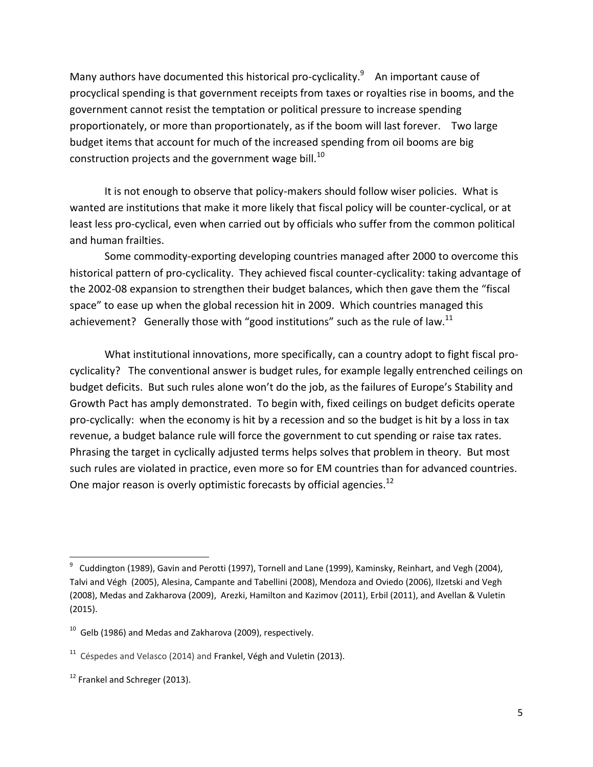Many authors have documented this historical pro-cyclicality.[9] An important cause of procyclical spending is that government receipts from taxes or royalties rise in booms, and the government cannot resist the temptation or political pressure to increase spending proportionately, or more than proportionately, as if the boom will last forever. Two large budget items that account for much of the increased spending from oil booms are big construction projects and the government wage bill.[10]

It is not enough to observe that policy-makers should follow wiser policies. What is wanted are institutions that make it more likely that fiscal policy will be counter-cyclical, or at least less pro-cyclical, even when carried out by officials who suffer from the common political and human frailties.

Some commodity-exporting developing countries managed after 2000 to overcome this historical pattern of pro-cyclicality. They achieved fiscal counter-cyclicality: taking advantage of the 2002-08 expansion to strengthen their budget balances, which then gave them the "fiscal space" to ease up when the global recession hit in 2009. Which countries managed this achievement? Generally those with "good institutions" such as the rule of law.[11]

What institutional innovations, more specifically, can a country adopt to fight fiscal pro-cyclicality? The conventional answer is budget rules, for example legally entrenched ceilings on budget deficits. But such rules alone won't do the job, as the failures of Europe's Stability and Growth Pact has amply demonstrated. To begin with, fixed ceilings on budget deficits operate pro-cyclically: when the economy is hit by a recession and so the budget is hit by a loss in tax revenue, a budget balance rule will force the government to cut spending or raise tax rates. Phrasing the target in cyclically adjusted terms helps solves that problem in theory. But most such rules are violated in practice, even more so for EM countries than for advanced countries. One major reason is overly optimistic forecasts by official agencies.[12]

---

[9] Cuddington (1989), Gavin and Perotti (1997), Tornell and Lane (1999), Kaminsky, Reinhart, and Vegh (2004), Talvi and Végh (2005), Alesina, Campante and Tabellini (2008), Mendoza and Oviedo (2006), Ilzetski and Vegh (2008), Medas and Zakharova (2009), Arezki, Hamilton and Kazimov (2011), Erbil (2011), and Avellan & Vuletin (2015).

[10] Gelb (1986) and Medas and Zakharova (2009), respectively.

[11] Céspedes and Velasco (2014) and Frankel, Végh and Vuletin (2013).

[12] Frankel and Schreger (2013).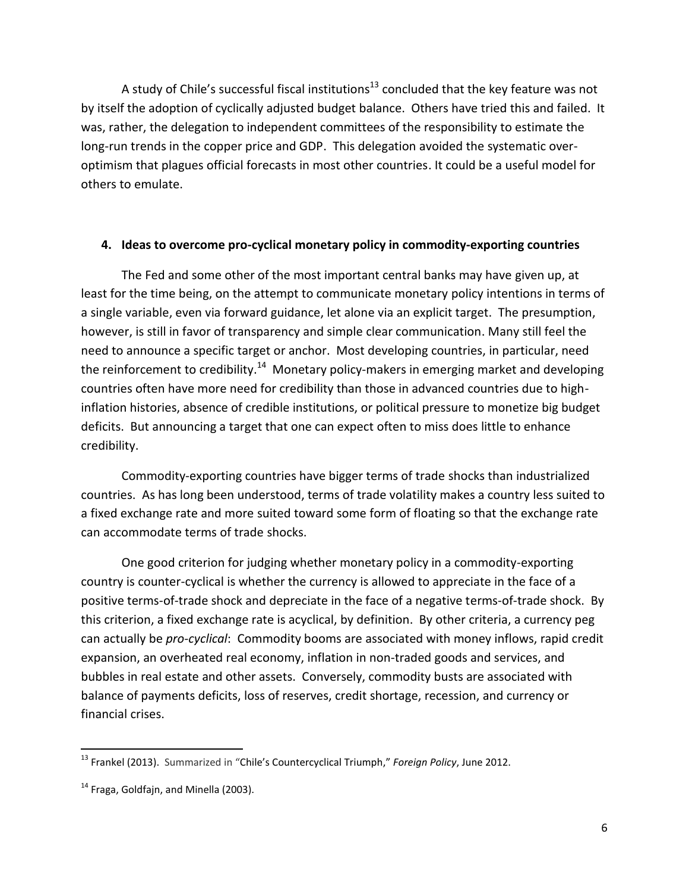A study of Chile's successful fiscal institutions[13] concluded that the key feature was not by itself the adoption of cyclically adjusted budget balance. Others have tried this and failed. It was, rather, the delegation to independent committees of the responsibility to estimate the long-run trends in the copper price and GDP. This delegation avoided the systematic over-optimism that plagues official forecasts in most other countries. It could be a useful model for others to emulate.

### 4. Ideas to overcome pro-cyclical monetary policy in commodity-exporting countries

The Fed and some other of the most important central banks may have given up, at least for the time being, on the attempt to communicate monetary policy intentions in terms of a single variable, even via forward guidance, let alone via an explicit target. The presumption, however, is still in favor of transparency and simple clear communication. Many still feel the need to announce a specific target or anchor. Most developing countries, in particular, need the reinforcement to credibility.[14] Monetary policy-makers in emerging market and developing countries often have more need for credibility than those in advanced countries due to high-inflation histories, absence of credible institutions, or political pressure to monetize big budget deficits. But announcing a target that one can expect often to miss does little to enhance credibility.

Commodity-exporting countries have bigger terms of trade shocks than industrialized countries. As has long been understood, terms of trade volatility makes a country less suited to a fixed exchange rate and more suited toward some form of floating so that the exchange rate can accommodate terms of trade shocks.

One good criterion for judging whether monetary policy in a commodity-exporting country is counter-cyclical is whether the currency is allowed to appreciate in the face of a positive terms-of-trade shock and depreciate in the face of a negative terms-of-trade shock. By this criterion, a fixed exchange rate is acyclical, by definition. By other criteria, a currency peg can actually be *pro-cyclical*: Commodity booms are associated with money inflows, rapid credit expansion, an overheated real economy, inflation in non-traded goods and services, and bubbles in real estate and other assets. Conversely, commodity busts are associated with balance of payments deficits, loss of reserves, credit shortage, recession, and currency or financial crises.

---

[13] Frankel (2013). Summarized in "Chile's Countercyclical Triumph," *Foreign Policy*, June 2012.

[14] Fraga, Goldfajn, and Minella (2003).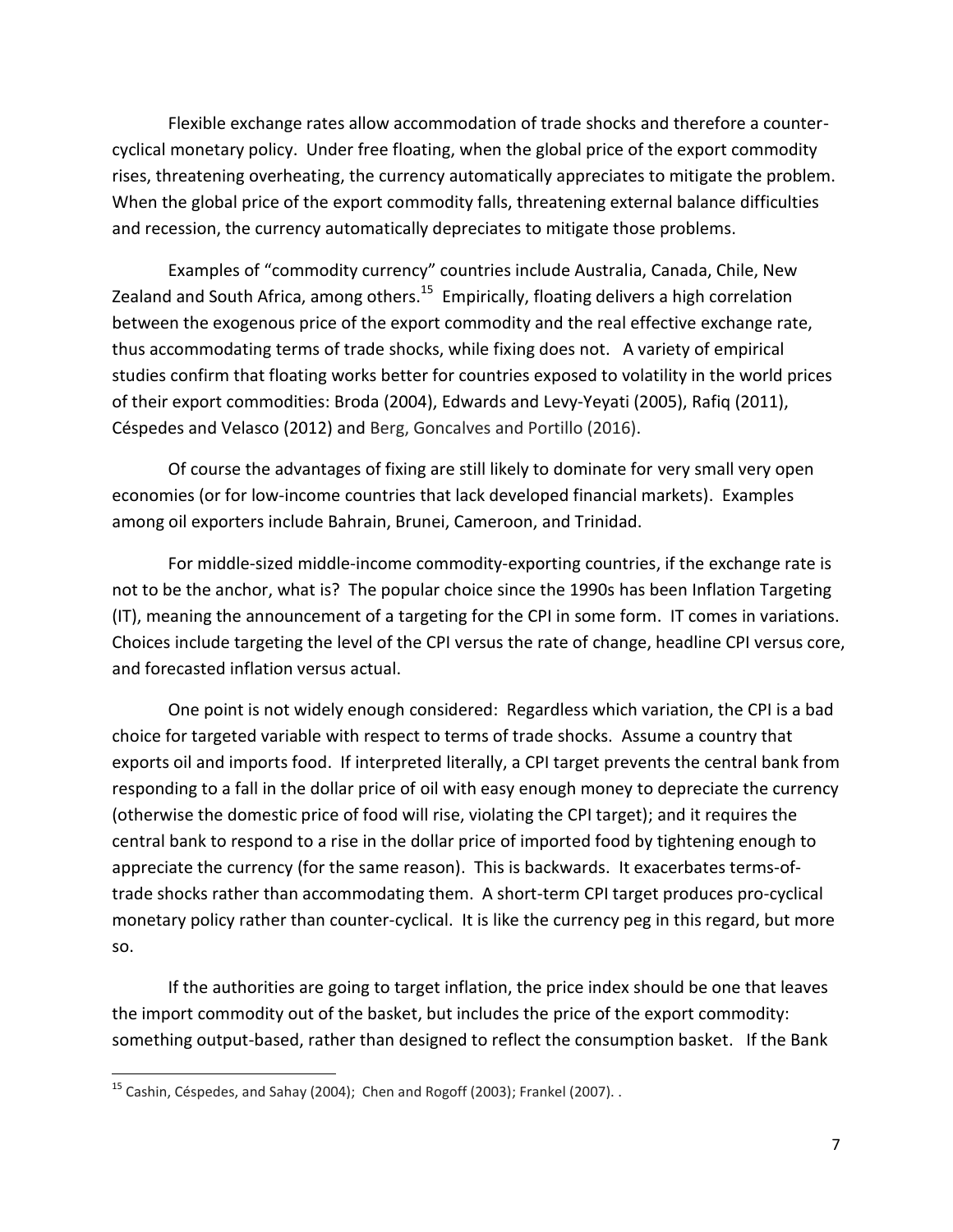Flexible exchange rates allow accommodation of trade shocks and therefore a counter-cyclical monetary policy. Under free floating, when the global price of the export commodity rises, threatening overheating, the currency automatically appreciates to mitigate the problem. When the global price of the export commodity falls, threatening external balance difficulties and recession, the currency automatically depreciates to mitigate those problems.

Examples of "commodity currency" countries include Australia, Canada, Chile, New Zealand and South Africa, among others.[15] Empirically, floating delivers a high correlation between the exogenous price of the export commodity and the real effective exchange rate, thus accommodating terms of trade shocks, while fixing does not. A variety of empirical studies confirm that floating works better for countries exposed to volatility in the world prices of their export commodities: Broda (2004), Edwards and Levy-Yeyati (2005), Rafiq (2011), Céspedes and Velasco (2012) and Berg, Goncalves and Portillo (2016).

Of course the advantages of fixing are still likely to dominate for very small very open economies (or for low-income countries that lack developed financial markets). Examples among oil exporters include Bahrain, Brunei, Cameroon, and Trinidad.

For middle-sized middle-income commodity-exporting countries, if the exchange rate is not to be the anchor, what is? The popular choice since the 1990s has been Inflation Targeting (IT), meaning the announcement of a targeting for the CPI in some form. IT comes in variations. Choices include targeting the level of the CPI versus the rate of change, headline CPI versus core, and forecasted inflation versus actual.

One point is not widely enough considered: Regardless which variation, the CPI is a bad choice for targeted variable with respect to terms of trade shocks. Assume a country that exports oil and imports food. If interpreted literally, a CPI target prevents the central bank from responding to a fall in the dollar price of oil with easy enough money to depreciate the currency (otherwise the domestic price of food will rise, violating the CPI target); and it requires the central bank to respond to a rise in the dollar price of imported food by tightening enough to appreciate the currency (for the same reason). This is backwards. It exacerbates terms-of-trade shocks rather than accommodating them. A short-term CPI target produces pro-cyclical monetary policy rather than counter-cyclical. It is like the currency peg in this regard, but more so.

If the authorities are going to target inflation, the price index should be one that leaves the import commodity out of the basket, but includes the price of the export commodity: something output-based, rather than designed to reflect the consumption basket. If the Bank

---

[15] Cashin, Céspedes, and Sahay (2004); Chen and Rogoff (2003); Frankel (2007). .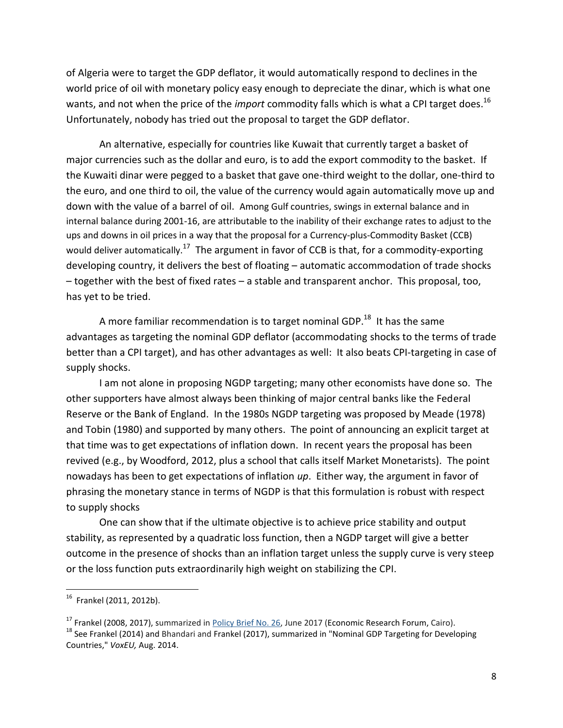of Algeria were to target the GDP deflator, it would automatically respond to declines in the world price of oil with monetary policy easy enough to depreciate the dinar, which is what one wants, and not when the price of the *import* commodity falls which is what a CPI target does.[16] Unfortunately, nobody has tried out the proposal to target the GDP deflator.

An alternative, especially for countries like Kuwait that currently target a basket of major currencies such as the dollar and euro, is to add the export commodity to the basket. If the Kuwaiti dinar were pegged to a basket that gave one-third weight to the dollar, one-third to the euro, and one third to oil, the value of the currency would again automatically move up and down with the value of a barrel of oil. Among Gulf countries, swings in external balance and in internal balance during 2001-16, are attributable to the inability of their exchange rates to adjust to the ups and downs in oil prices in a way that the proposal for a Currency-plus-Commodity Basket (CCB) would deliver automatically.[17] The argument in favor of CCB is that, for a commodity-exporting developing country, it delivers the best of floating – automatic accommodation of trade shocks – together with the best of fixed rates – a stable and transparent anchor. This proposal, too, has yet to be tried.

A more familiar recommendation is to target nominal GDP.[18] It has the same advantages as targeting the nominal GDP deflator (accommodating shocks to the terms of trade better than a CPI target), and has other advantages as well: It also beats CPI-targeting in case of supply shocks.

I am not alone in proposing NGDP targeting; many other economists have done so. The other supporters have almost always been thinking of major central banks like the Federal Reserve or the Bank of England. In the 1980s NGDP targeting was proposed by Meade (1978) and Tobin (1980) and supported by many others. The point of announcing an explicit target at that time was to get expectations of inflation down. In recent years the proposal has been revived (e.g., by Woodford, 2012, plus a school that calls itself Market Monetarists). The point nowadays has been to get expectations of inflation *up*. Either way, the argument in favor of phrasing the monetary stance in terms of NGDP is that this formulation is robust with respect to supply shocks

One can show that if the ultimate objective is to achieve price stability and output stability, as represented by a quadratic loss function, then a NGDP target will give a better outcome in the presence of shocks than an inflation target unless the supply curve is very steep or the loss function puts extraordinarily high weight on stabilizing the CPI.

---

[16] Frankel (2011, 2012b).

[17] Frankel (2008, 2017), summarized in Policy Brief No. 26, June 2017 (Economic Research Forum, Cairo).

[18] See Frankel (2014) and Bhandari and Frankel (2017), summarized in "Nominal GDP Targeting for Developing Countries," *VoxEU,* Aug. 2014.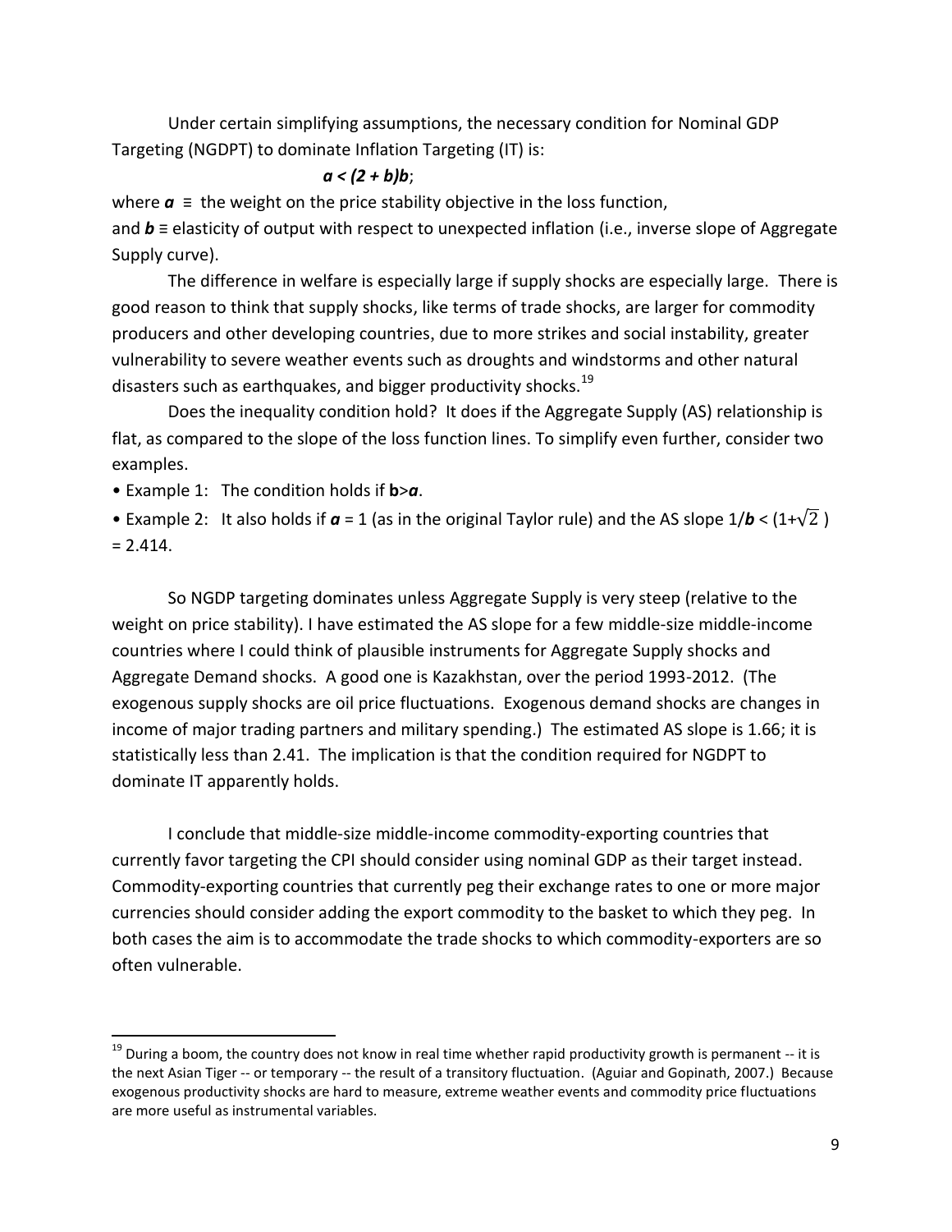Under certain simplifying assumptions, the necessary condition for Nominal GDP Targeting (NGDPT) to dominate Inflation Targeting (IT) is:

$$a < (2 + b)b;$$

where $a$ ≡ the weight on the price stability objective in the loss function,
and $b$ ≡ elasticity of output with respect to unexpected inflation (i.e., inverse slope of Aggregate Supply curve).

The difference in welfare is especially large if supply shocks are especially large. There is good reason to think that supply shocks, like terms of trade shocks, are larger for commodity producers and other developing countries, due to more strikes and social instability, greater vulnerability to severe weather events such as droughts and windstorms and other natural disasters such as earthquakes, and bigger productivity shocks.[19]

Does the inequality condition hold? It does if the Aggregate Supply (AS) relationship is flat, as compared to the slope of the loss function lines. To simplify even further, consider two examples.

- Example 1: The condition holds if $b > a$.
- Example 2: It also holds if $a = 1$ (as in the original Taylor rule) and the AS slope $1/b < (1+\sqrt{2}) = 2.414$.

So NGDP targeting dominates unless Aggregate Supply is very steep (relative to the weight on price stability). I have estimated the AS slope for a few middle-size middle-income countries where I could think of plausible instruments for Aggregate Supply shocks and Aggregate Demand shocks. A good one is Kazakhstan, over the period 1993-2012. (The exogenous supply shocks are oil price fluctuations. Exogenous demand shocks are changes in income of major trading partners and military spending.) The estimated AS slope is 1.66; it is statistically less than 2.41. The implication is that the condition required for NGDPT to dominate IT apparently holds.

I conclude that middle-size middle-income commodity-exporting countries that currently favor targeting the CPI should consider using nominal GDP as their target instead. Commodity-exporting countries that currently peg their exchange rates to one or more major currencies should consider adding the export commodity to the basket to which they peg. In both cases the aim is to accommodate the trade shocks to which commodity-exporters are so often vulnerable.

---

[19] During a boom, the country does not know in real time whether rapid productivity growth is permanent -- it is the next Asian Tiger -- or temporary -- the result of a transitory fluctuation. (Aguiar and Gopinath, 2007.) Because exogenous productivity shocks are hard to measure, extreme weather events and commodity price fluctuations are more useful as instrumental variables.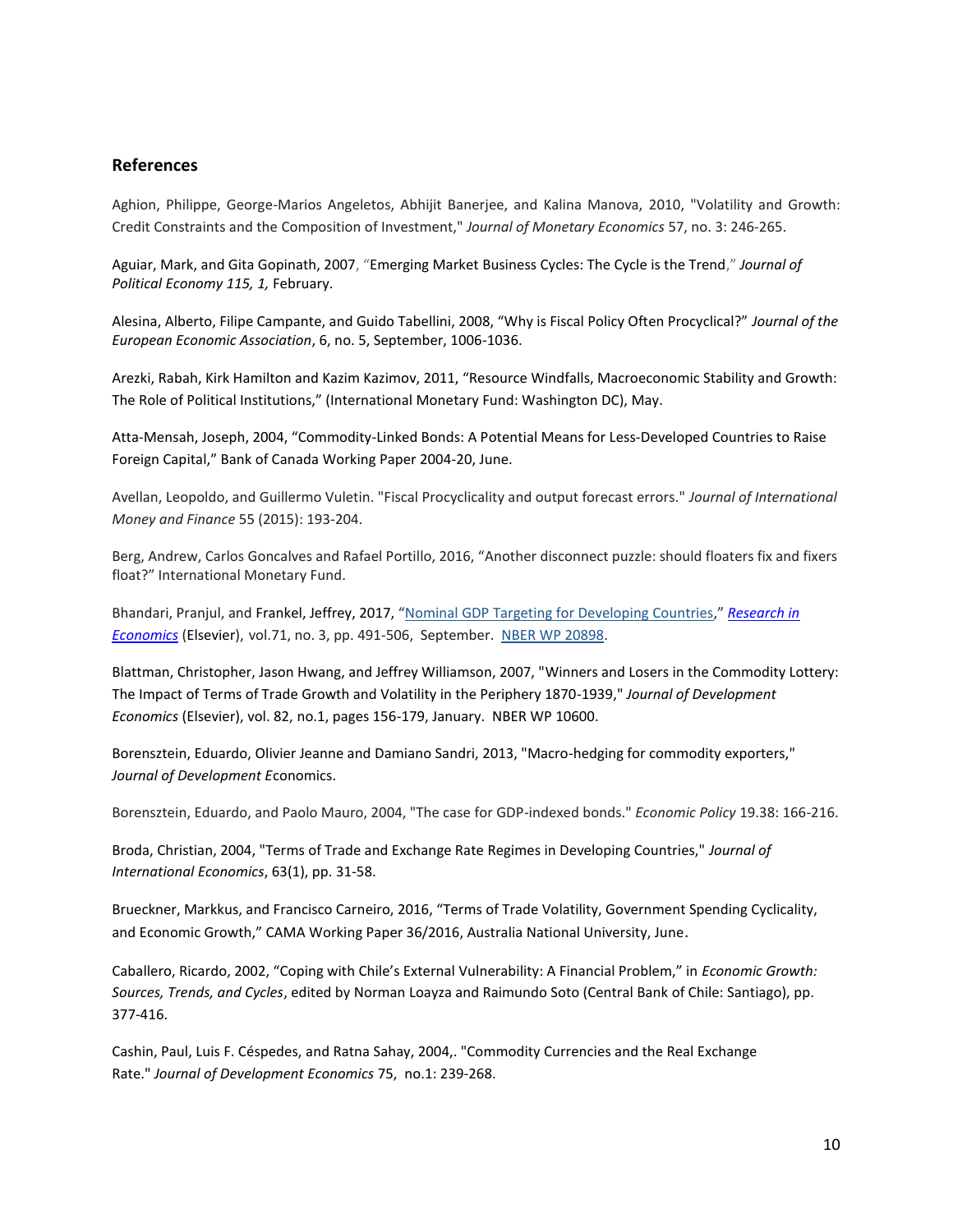## References

Aghion, Philippe, George-Marios Angeletos, Abhijit Banerjee, and Kalina Manova, 2010, "Volatility and Growth: Credit Constraints and the Composition of Investment," *Journal of Monetary Economics* 57, no. 3: 246-265.

Aguiar, Mark, and Gita Gopinath, 2007, "Emerging Market Business Cycles: The Cycle is the Trend," *Journal of Political Economy 115, 1,* February.

Alesina, Alberto, Filipe Campante, and Guido Tabellini, 2008, "Why is Fiscal Policy Often Procyclical?" *Journal of the European Economic Association*, 6, no. 5, September, 1006-1036.

Arezki, Rabah, Kirk Hamilton and Kazim Kazimov, 2011, "Resource Windfalls, Macroeconomic Stability and Growth: The Role of Political Institutions," (International Monetary Fund: Washington DC), May.

Atta-Mensah, Joseph, 2004, "Commodity-Linked Bonds: A Potential Means for Less-Developed Countries to Raise Foreign Capital," Bank of Canada Working Paper 2004-20, June.

Avellan, Leopoldo, and Guillermo Vuletin. "Fiscal Procyclicality and output forecast errors." *Journal of International Money and Finance* 55 (2015): 193-204.

Berg, Andrew, Carlos Goncalves and Rafael Portillo, 2016, "Another disconnect puzzle: should floaters fix and fixers float?" International Monetary Fund.

Bhandari, Pranjul, and Frankel, Jeffrey, 2017, "Nominal GDP Targeting for Developing Countries," ***Research in Economics*** (Elsevier), vol.71, no. 3, pp. 491-506, September. NBER WP 20898.

Blattman, Christopher, Jason Hwang, and Jeffrey Williamson, 2007, "Winners and Losers in the Commodity Lottery: The Impact of Terms of Trade Growth and Volatility in the Periphery 1870-1939," *Journal of Development Economics* (Elsevier), vol. 82, no.1, pages 156-179, January. NBER WP 10600.

Borensztein, Eduardo, Olivier Jeanne and Damiano Sandri, 2013, "Macro-hedging for commodity exporters," *Journal of Development E*conomics.

Borensztein, Eduardo, and Paolo Mauro, 2004, "The case for GDP-indexed bonds." *Economic Policy* 19.38: 166-216.

Broda, Christian, 2004, "Terms of Trade and Exchange Rate Regimes in Developing Countries," *Journal of International Economics*, 63(1), pp. 31-58.

Brueckner, Markkus, and Francisco Carneiro, 2016, "Terms of Trade Volatility, Government Spending Cyclicality, and Economic Growth," CAMA Working Paper 36/2016, Australia National University, June.

Caballero, Ricardo, 2002, "Coping with Chile's External Vulnerability: A Financial Problem," in *Economic Growth: Sources, Trends, and Cycles*, edited by Norman Loayza and Raimundo Soto (Central Bank of Chile: Santiago), pp. 377-416.

Cashin, Paul, Luis F. Céspedes, and Ratna Sahay, 2004,. "Commodity Currencies and the Real Exchange Rate." *Journal of Development Economics* 75, no.1: 239-268.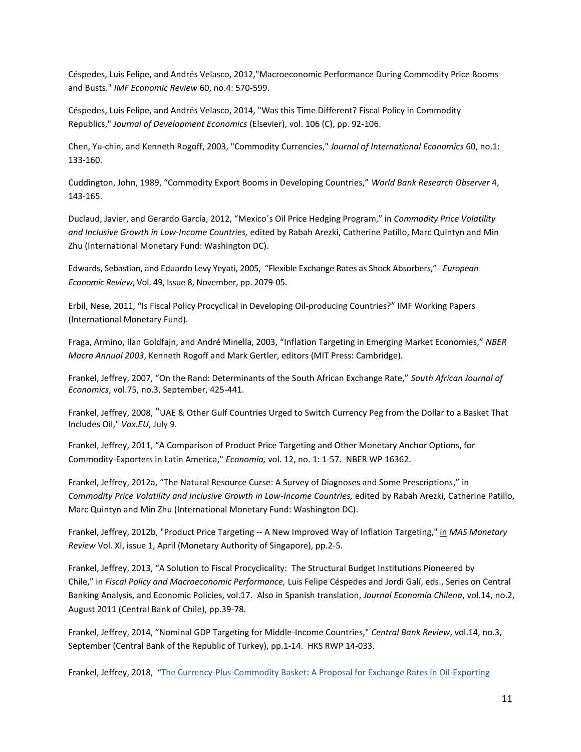Céspedes, Luis Felipe, and Andrés Velasco, 2012,"Macroeconomic Performance During Commodity Price Booms and Busts." *IMF Economic Review* 60, no.4: 570-599.

Céspedes, Luis Felipe, and Andrés Velasco, 2014, "Was this Time Different? Fiscal Policy in Commodity Republics," *Journal of Development Economics* (Elsevier), vol. 106 (C), pp. 92-106.

Chen, Yu-chin, and Kenneth Rogoff, 2003, "Commodity Currencies," *Journal of International Economics* 60, no.1: 133-160.

Cuddington, John, 1989, "Commodity Export Booms in Developing Countries," *World Bank Research Observer* 4, 143-165.

Duclaud, Javier, and Gerardo García, 2012, "Mexico´s Oil Price Hedging Program," in *Commodity Price Volatility and Inclusive Growth in Low-Income Countries,* edited by Rabah Arezki, Catherine Patillo, Marc Quintyn and Min Zhu (International Monetary Fund: Washington DC).

Edwards, Sebastian, and Eduardo Levy Yeyati, 2005, "Flexible Exchange Rates as Shock Absorbers," *European Economic Review*, Vol. 49, Issue 8, November, pp. 2079-05.

Erbil, Nese, 2011, "Is Fiscal Policy Procyclical in Developing Oil-producing Countries?" IMF Working Papers (International Monetary Fund).

Fraga, Armino, Ilan Goldfajn, and André Minella, 2003, "Inflation Targeting in Emerging Market Economies," *NBER Macro Annual 2003*, Kenneth Rogoff and Mark Gertler, editors (MIT Press: Cambridge).

Frankel, Jeffrey, 2007, "On the Rand: Determinants of the South African Exchange Rate," *South African Journal of Economics*, vol.75, no.3, September, 425-441.

Frankel, Jeffrey, 2008, "UAE & Other Gulf Countries Urged to Switch Currency Peg from the Dollar to a Basket That Includes Oil," *Vox.EU*, July 9.

Frankel, Jeffrey, 2011, "A Comparison of Product Price Targeting and Other Monetary Anchor Options, for Commodity-Exporters in Latin America," *Economia,* vol. 12, no. 1: 1-57. NBER WP 16362.

Frankel, Jeffrey, 2012a, "The Natural Resource Curse: A Survey of Diagnoses and Some Prescriptions," in *Commodity Price Volatility and Inclusive Growth in Low-Income Countries,* edited by Rabah Arezki, Catherine Patillo, Marc Quintyn and Min Zhu (International Monetary Fund: Washington DC).

Frankel, Jeffrey, 2012b, "Product Price Targeting -- A New Improved Way of Inflation Targeting," in *MAS Monetary Review* Vol. XI, issue 1, April (Monetary Authority of Singapore), pp.2-5.

Frankel, Jeffrey, 2013, "A Solution to Fiscal Procyclicality: The Structural Budget Institutions Pioneered by Chile," in *Fiscal Policy and Macroeconomic Performance,* Luis Felipe Céspedes and Jordi Galí, eds., Series on Central Banking Analysis, and Economic Policies, vol.17. Also in Spanish translation, *Journal Economía Chilena*, vol.14, no.2, August 2011 (Central Bank of Chile), pp.39-78.

Frankel, Jeffrey, 2014, "Nominal GDP Targeting for Middle-Income Countries," *Central Bank Review*, vol.14, no.3, September (Central Bank of the Republic of Turkey), pp.1-14. HKS RWP 14-033.

Frankel, Jeffrey, 2018, "The Currency-Plus-Commodity Basket: A Proposal for Exchange Rates in Oil-Exporting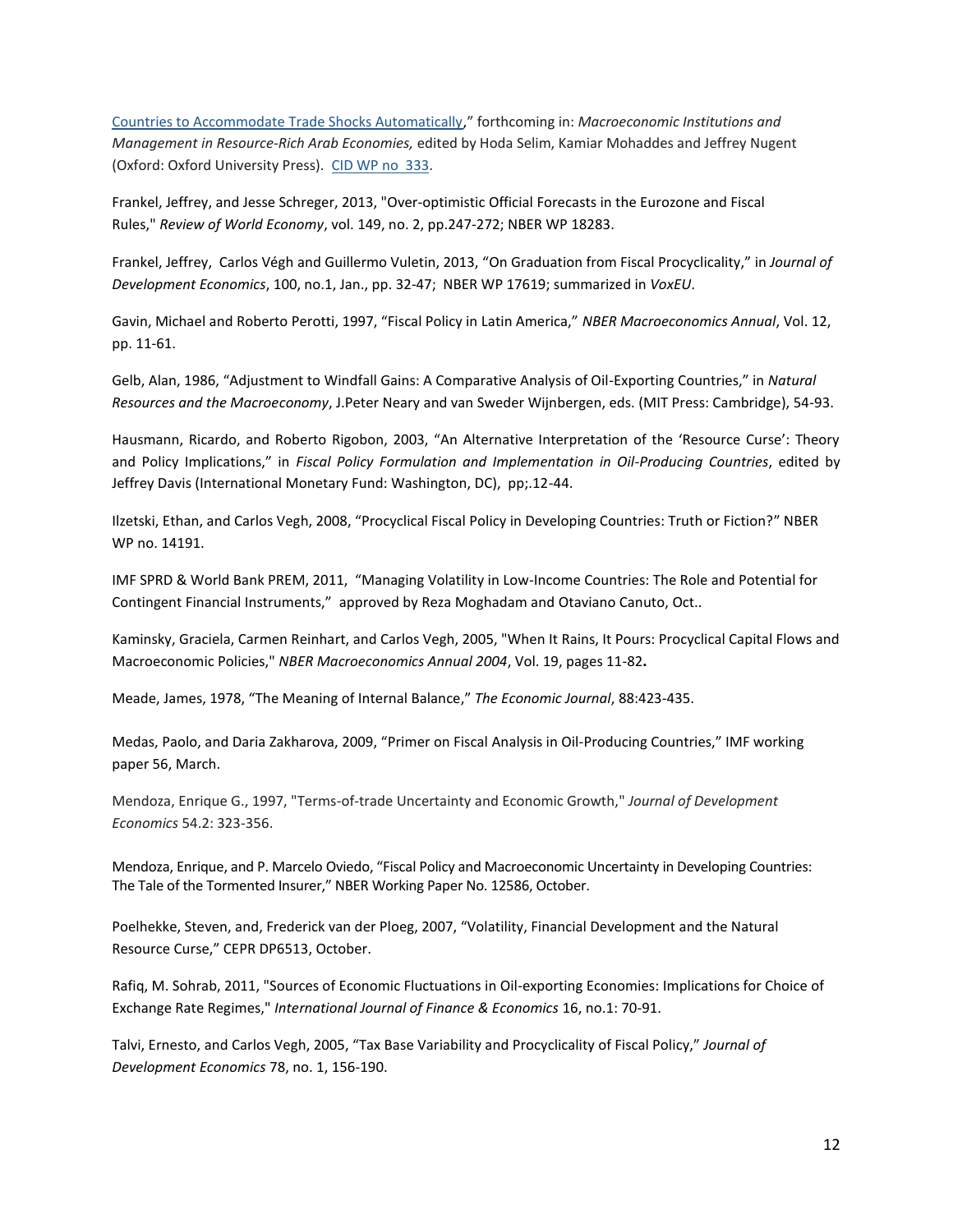Countries to Accommodate Trade Shocks Automatically," forthcoming in: *Macroeconomic Institutions and Management in Resource-Rich Arab Economies,* edited by Hoda Selim, Kamiar Mohaddes and Jeffrey Nugent (Oxford: Oxford University Press). CID WP no 333.

Frankel, Jeffrey, and Jesse Schreger, 2013, "Over-optimistic Official Forecasts in the Eurozone and Fiscal Rules," *Review of World Economy*, vol. 149, no. 2, pp.247-272; NBER WP 18283.

Frankel, Jeffrey, Carlos Végh and Guillermo Vuletin, 2013, "On Graduation from Fiscal Procyclicality," in *Journal of Development Economics*, 100, no.1, Jan., pp. 32-47; NBER WP 17619; summarized in *VoxEU*.

Gavin, Michael and Roberto Perotti, 1997, "Fiscal Policy in Latin America," *NBER Macroeconomics Annual*, Vol. 12, pp. 11-61.

Gelb, Alan, 1986, "Adjustment to Windfall Gains: A Comparative Analysis of Oil-Exporting Countries," in *Natural Resources and the Macroeconomy*, J.Peter Neary and van Sweder Wijnbergen, eds. (MIT Press: Cambridge), 54-93.

Hausmann, Ricardo, and Roberto Rigobon, 2003, "An Alternative Interpretation of the 'Resource Curse': Theory and Policy Implications," in *Fiscal Policy Formulation and Implementation in Oil-Producing Countries*, edited by Jeffrey Davis (International Monetary Fund: Washington, DC), pp;.12-44.

Ilzetski, Ethan, and Carlos Vegh, 2008, "Procyclical Fiscal Policy in Developing Countries: Truth or Fiction?" NBER WP no. 14191.

IMF SPRD & World Bank PREM, 2011, "Managing Volatility in Low-Income Countries: The Role and Potential for Contingent Financial Instruments," approved by Reza Moghadam and Otaviano Canuto, Oct..

Kaminsky, Graciela, Carmen Reinhart, and Carlos Vegh, 2005, "When It Rains, It Pours: Procyclical Capital Flows and Macroeconomic Policies," *NBER Macroeconomics Annual 2004*, Vol. 19, pages 11-82**.**

Meade, James, 1978, "The Meaning of Internal Balance," *The Economic Journal*, 88:423-435.

Medas, Paolo, and Daria Zakharova, 2009, "Primer on Fiscal Analysis in Oil-Producing Countries," IMF working paper 56, March.

Mendoza, Enrique G., 1997, "Terms-of-trade Uncertainty and Economic Growth," *Journal of Development Economics* 54.2: 323-356.

Mendoza, Enrique, and P. Marcelo Oviedo, "Fiscal Policy and Macroeconomic Uncertainty in Developing Countries: The Tale of the Tormented Insurer," NBER Working Paper No. 12586, October.

Poelhekke, Steven, and, Frederick van der Ploeg, 2007, "Volatility, Financial Development and the Natural Resource Curse," CEPR DP6513, October.

Rafiq, M. Sohrab, 2011, "Sources of Economic Fluctuations in Oil-exporting Economies: Implications for Choice of Exchange Rate Regimes," *International Journal of Finance & Economics* 16, no.1: 70-91.

Talvi, Ernesto, and Carlos Vegh, 2005, "Tax Base Variability and Procyclicality of Fiscal Policy," *Journal of Development Economics* 78, no. 1, 156-190.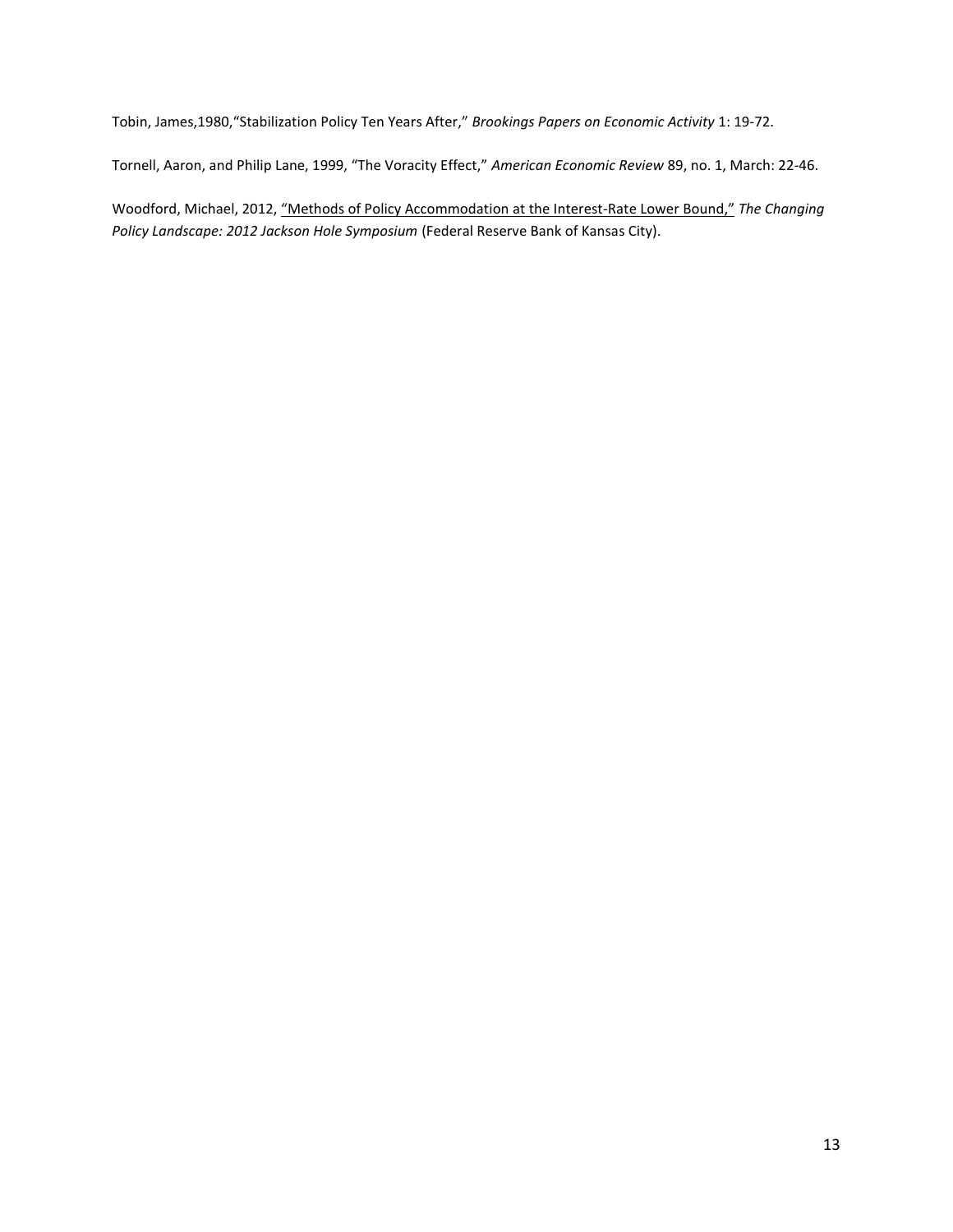Tobin, James,1980,"Stabilization Policy Ten Years After," *Brookings Papers on Economic Activity* 1: 19-72.

Tornell, Aaron, and Philip Lane, 1999, "The Voracity Effect," *American Economic Review* 89, no. 1, March: 22-46.

Woodford, Michael, 2012, "Methods of Policy Accommodation at the Interest-Rate Lower Bound," *The Changing Policy Landscape: 2012 Jackson Hole Symposium* (Federal Reserve Bank of Kansas City).